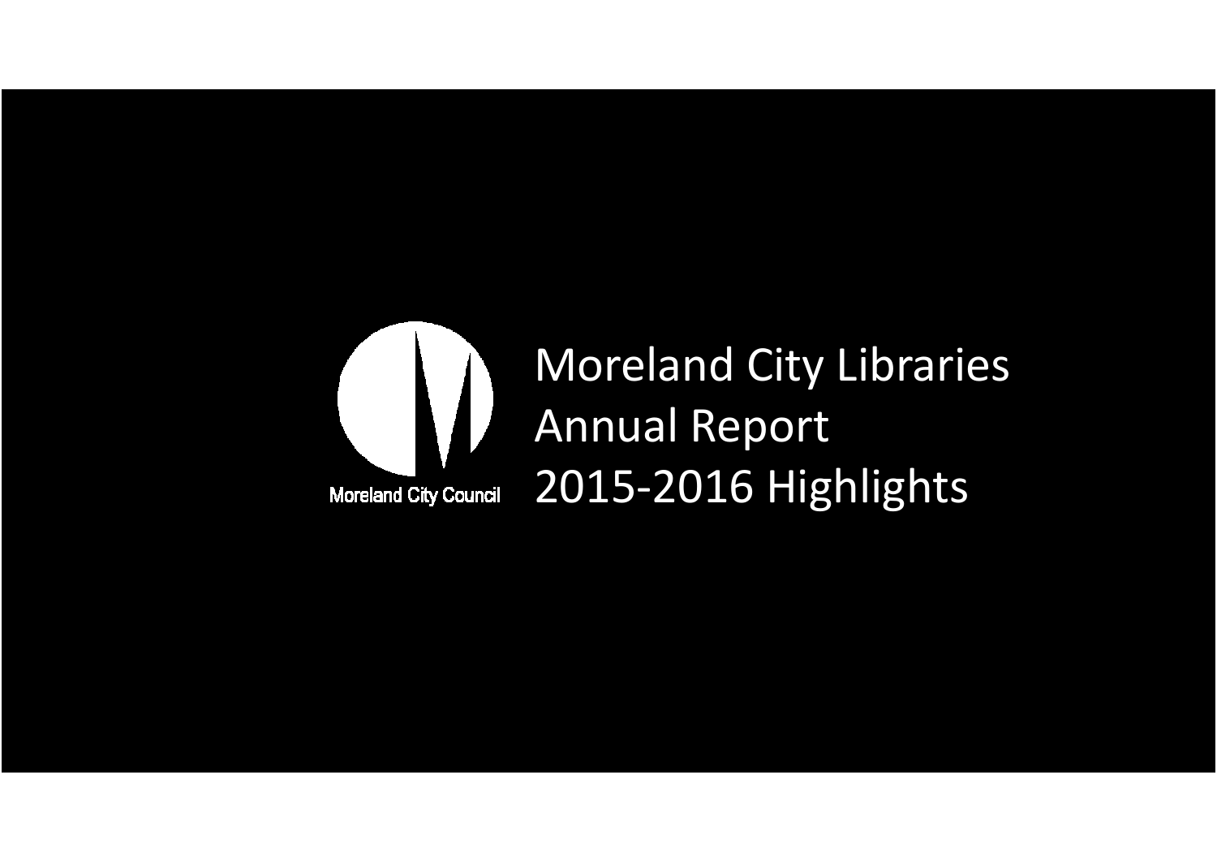Moreland City Council

# Moreland City Libraries Annual Report 2015-2016 Highlights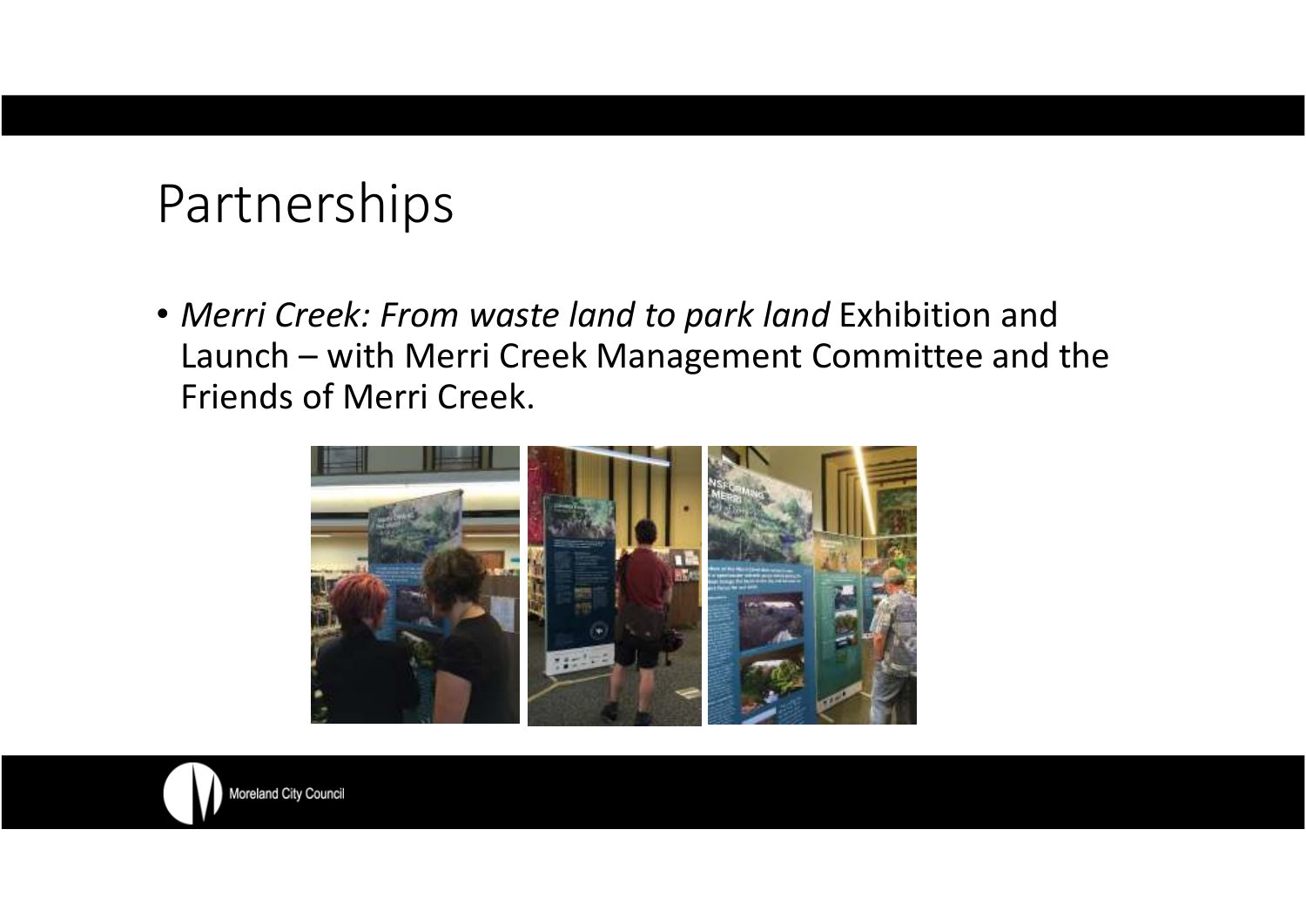# Partnerships

- *Merri Creek: From waste land to park land* Exhibition and Launch – with Merri Creek Management Committee and the Friends of Merri Creek.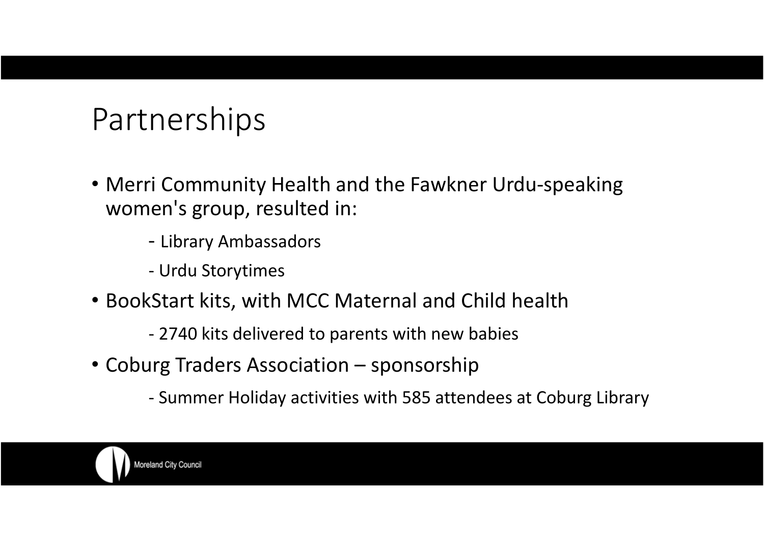# Partnerships

- Merri Community Health and the Fawkner Urdu-speaking women's group, resulted in:
  - Library Ambassadors
  - Urdu Storytimes
- BookStart kits, with MCC Maternal and Child health
  - 2740 kits delivered to parents with new babies
- Coburg Traders Association – sponsorship
  - Summer Holiday activities with 585 attendees at Coburg Library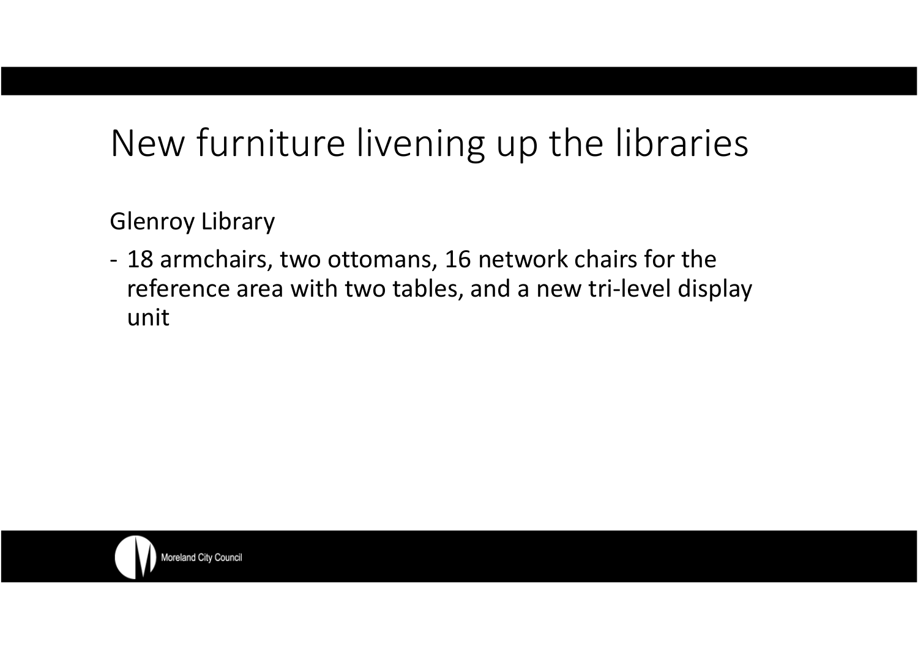# New furniture livening up the libraries

Glenroy Library

- 18 armchairs, two ottomans, 16 network chairs for the reference area with two tables, and a new tri-level display unit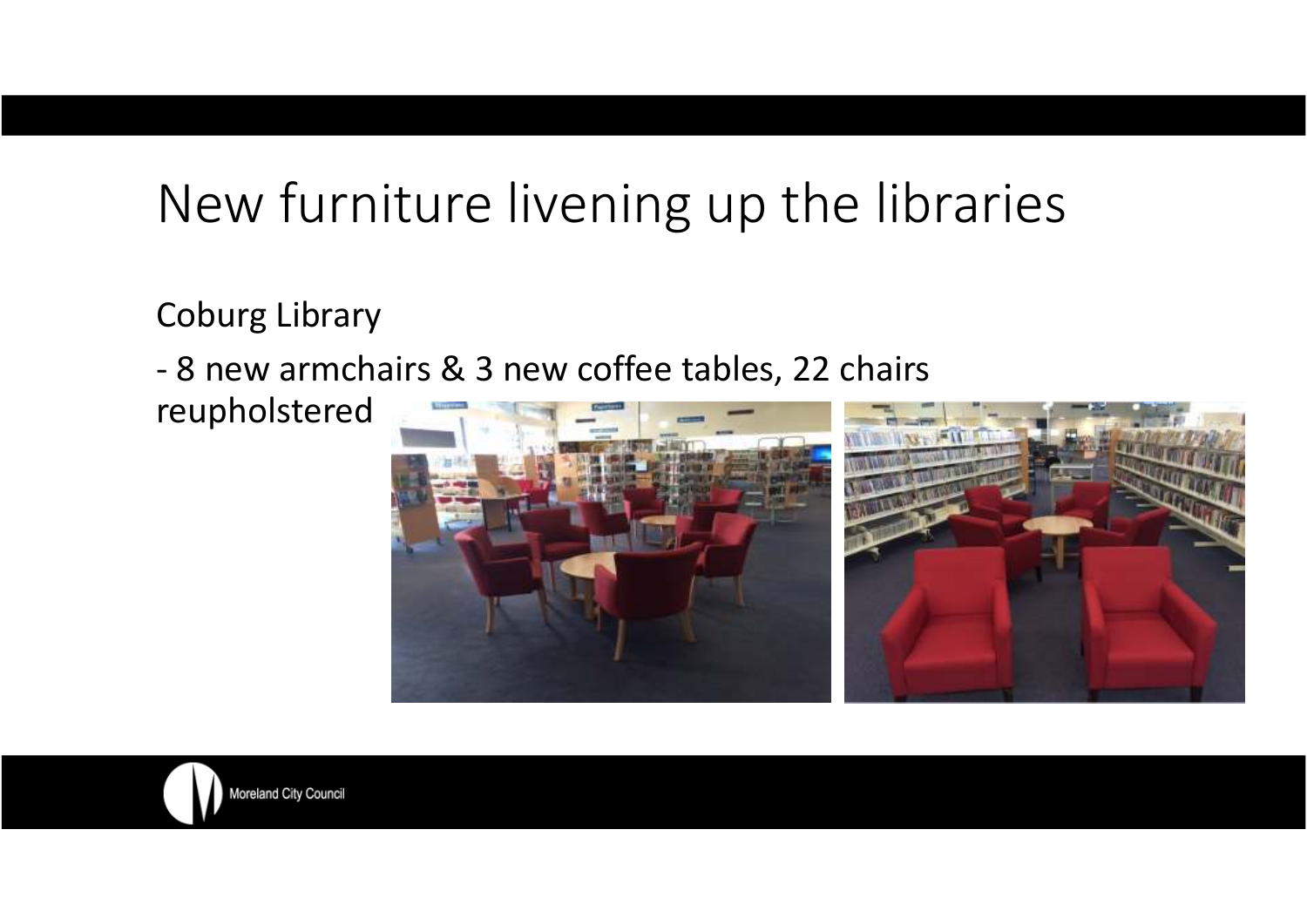# New furniture livening up the libraries

Coburg Library

- 8 new armchairs & 3 new coffee tables, 22 chairs reupholstered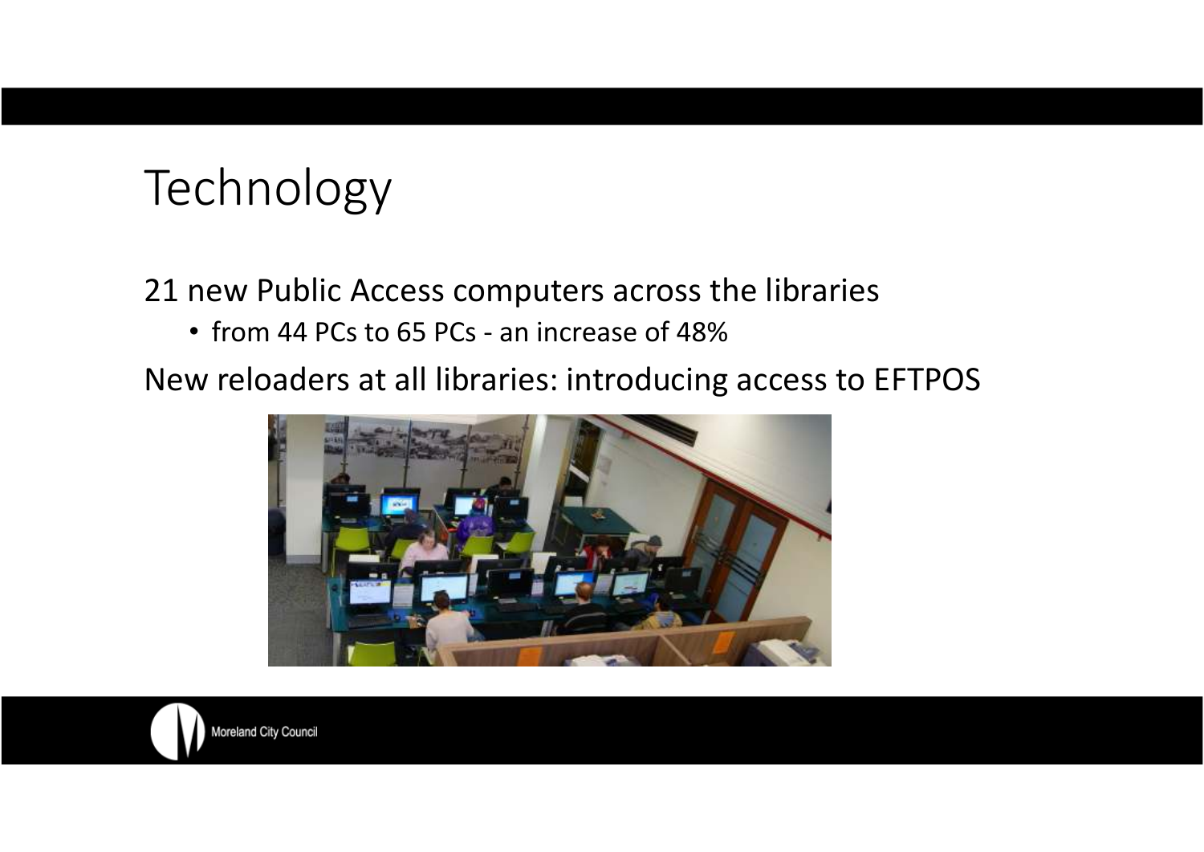# Technology

21 new Public Access computers across the libraries

- from 44 PCs to 65 PCs - an increase of 48%

New reloaders at all libraries: introducing access to EFTPOS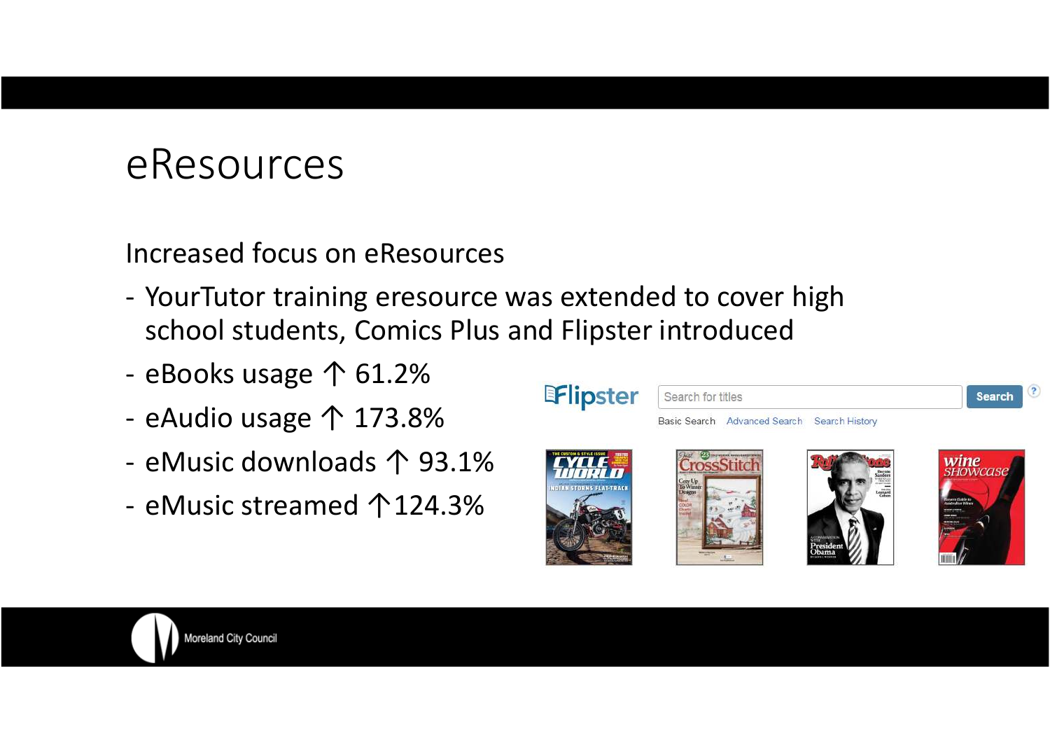# eResources

Increased focus on eResources

- YourTutor training eresource was extended to cover high school students, Comics Plus and Flipster introduced
- eBooks usage ↑ 61.2%
- eAudio usage ↑ 173.8%
- eMusic downloads ↑ 93.1%
- eMusic streamed ↑124.3%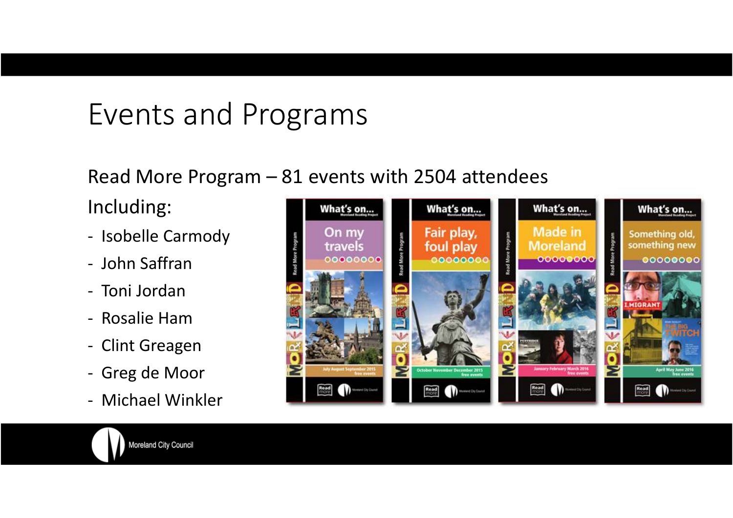# Events and Programs

Read More Program – 81 events with 2504 attendees

Including:

- Isobelle Carmody
- John Saffran
- Toni Jordan
- Rosalie Ham
- Clint Greagen
- Greg de Moor
- Michael Winkler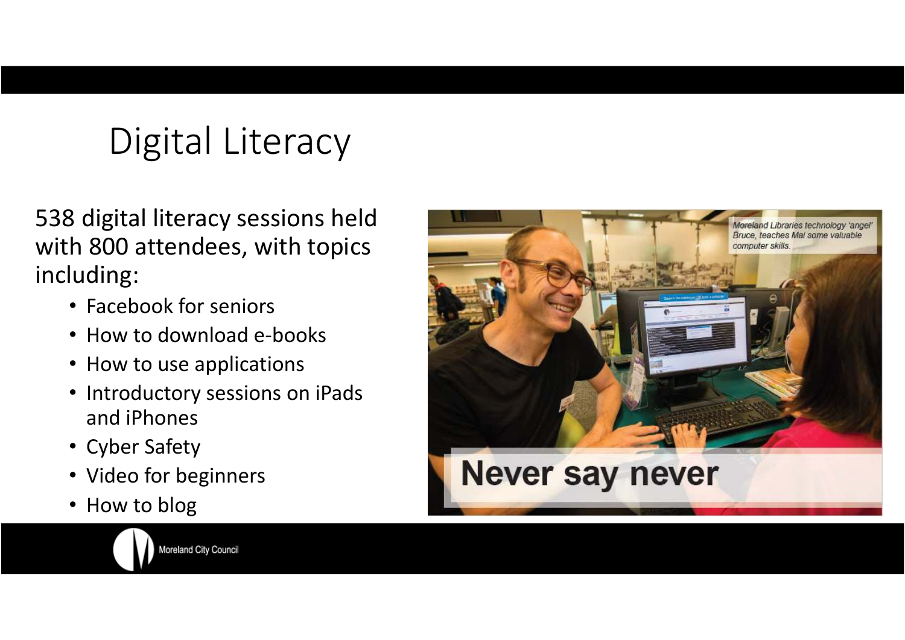# Digital Literacy

538 digital literacy sessions held with 800 attendees, with topics including:

- Facebook for seniors
- How to download e-books
- How to use applications
- Introductory sessions on iPads and iPhones
- Cyber Safety
- Video for beginners
- How to blog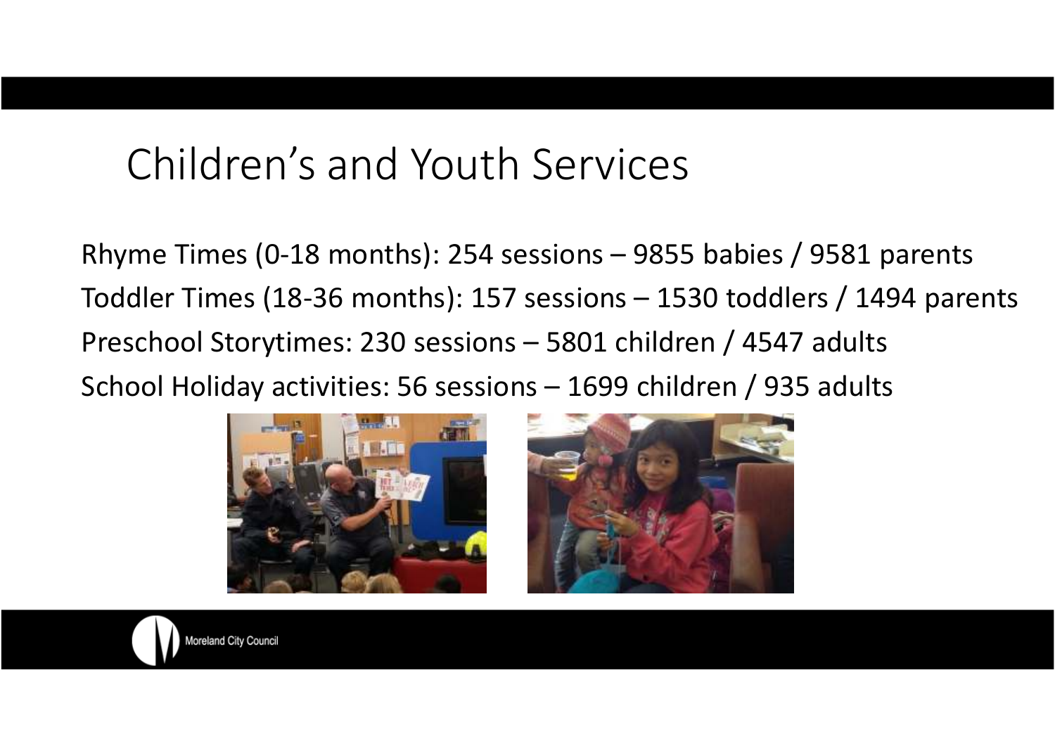# Children's and Youth Services

Rhyme Times (0-18 months): 254 sessions – 9855 babies / 9581 parents

Toddler Times (18-36 months): 157 sessions – 1530 toddlers / 1494 parents

Preschool Storytimes: 230 sessions – 5801 children / 4547 adults

School Holiday activities: 56 sessions – 1699 children / 935 adults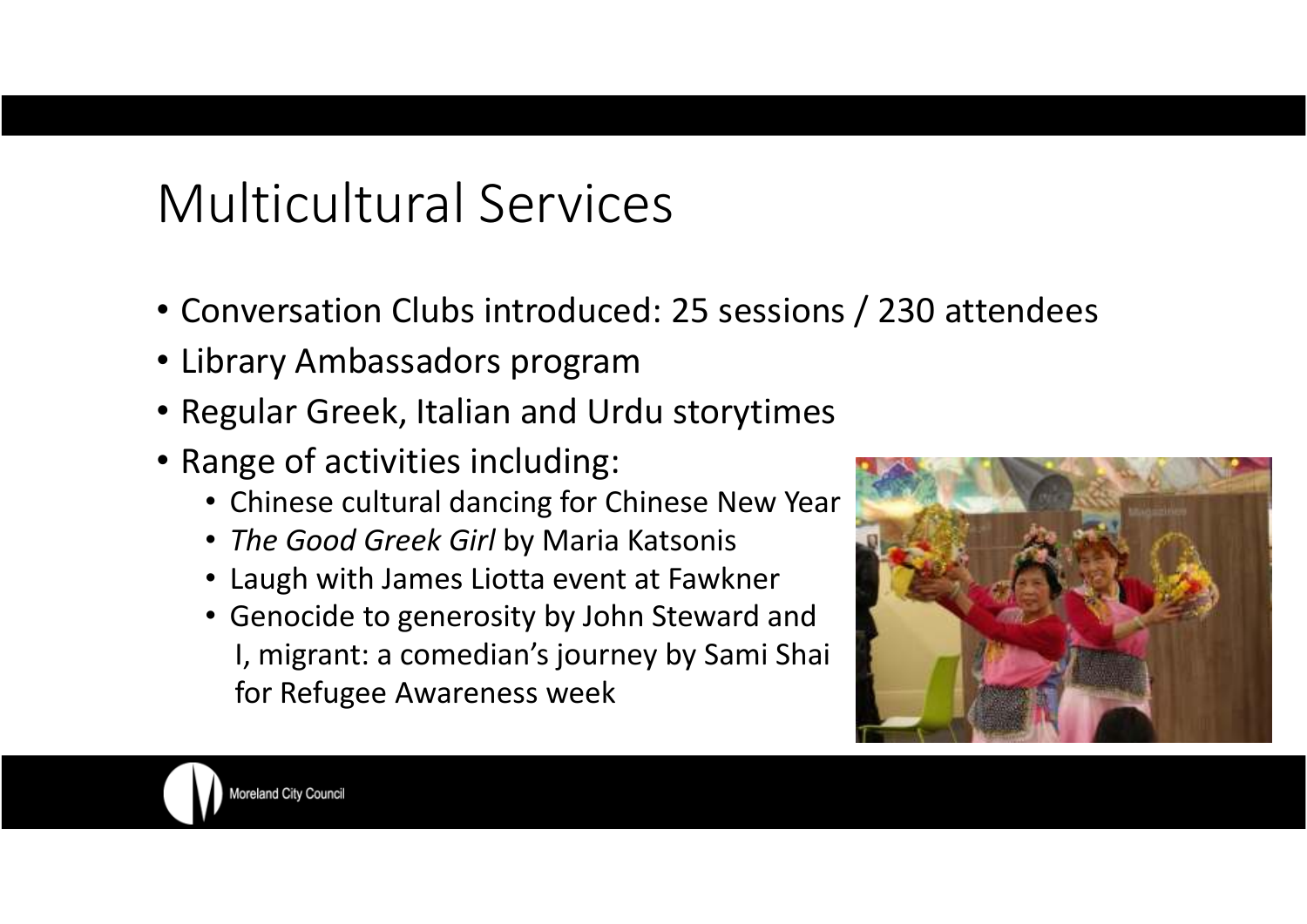# Multicultural Services

- Conversation Clubs introduced: 25 sessions / 230 attendees
- Library Ambassadors program
- Regular Greek, Italian and Urdu storytimes
- Range of activities including:
  - Chinese cultural dancing for Chinese New Year
  - *The Good Greek Girl* by Maria Katsonis
  - Laugh with James Liotta event at Fawkner
  - Genocide to generosity by John Steward and I, migrant: a comedian's journey by Sami Shai for Refugee Awareness week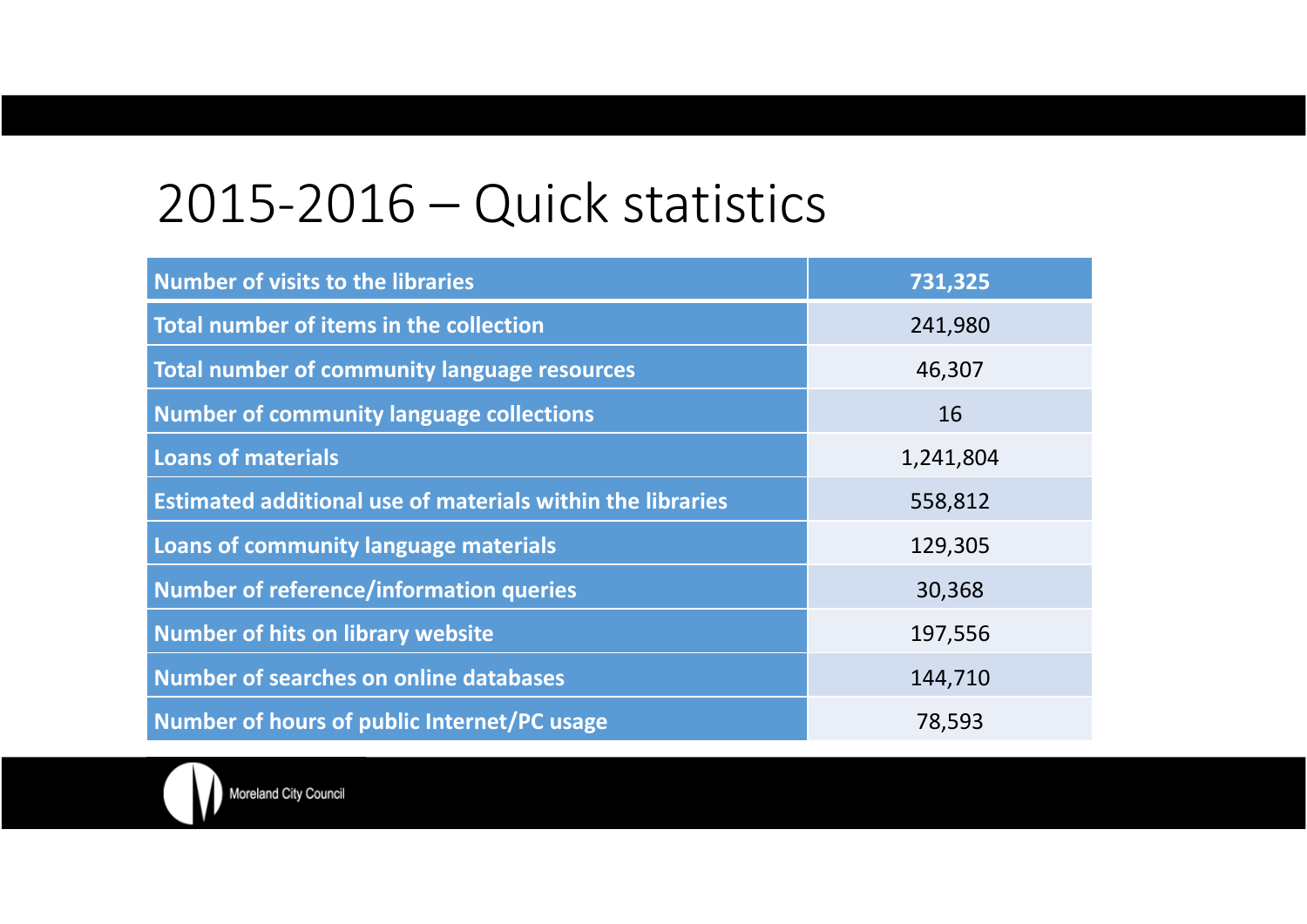# 2015-2016 – Quick statistics

| Number of visits to the libraries | 731,325 |
|---|---|
| Total number of items in the collection | 241,980 |
| Total number of community language resources | 46,307 |
| Number of community language collections | 16 |
| Loans of materials | 1,241,804 |
| Estimated additional use of materials within the libraries | 558,812 |
| Loans of community language materials | 129,305 |
| Number of reference/information queries | 30,368 |
| Number of hits on library website | 197,556 |
| Number of searches on online databases | 144,710 |
| Number of hours of public Internet/PC usage | 78,593 |

Moreland City Council